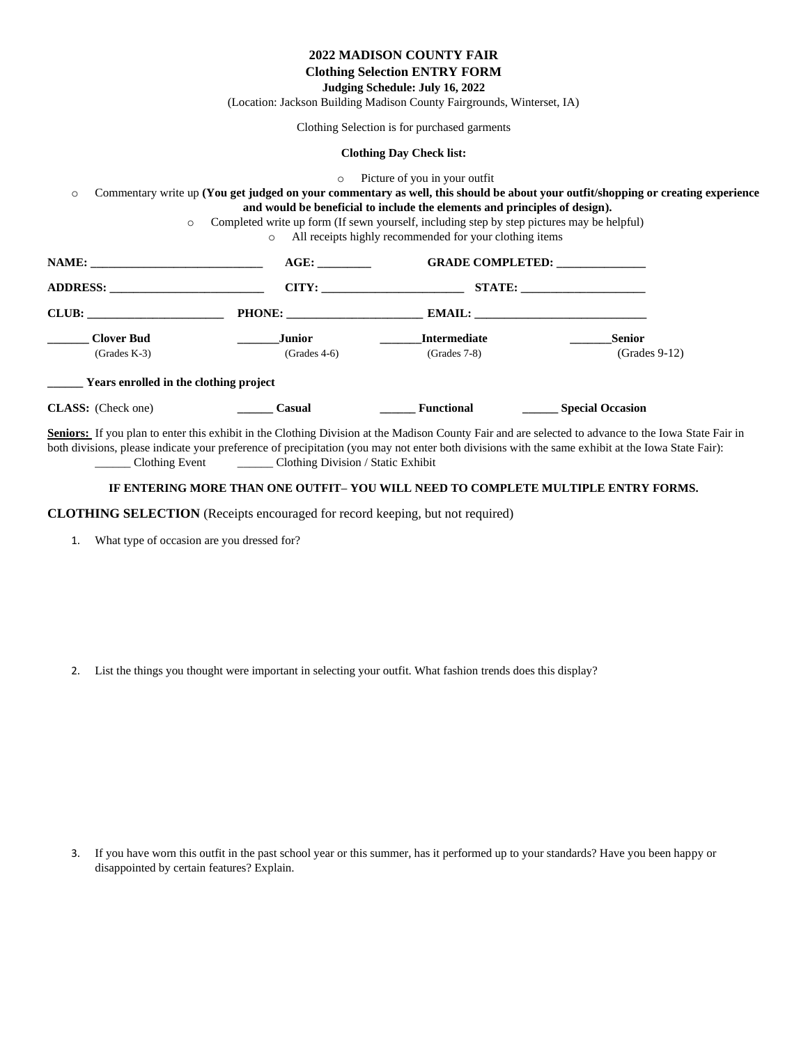**2022 MADISON COUNTY FAIR**
**Clothing Selection ENTRY FORM**
**Judging Schedule: July 16, 2022**
(Location: Jackson Building Madison County Fairgrounds, Winterset, IA)

Clothing Selection is for purchased garments

**Clothing Day Check list:**

- Picture of you in your outfit
- Commentary write up **(You get judged on your commentary as well, this should be about your outfit/shopping or creating experience and would be beneficial to include the elements and principles of design).**
- Completed write up form (If sewn yourself, including step by step pictures may be helpful)
- All receipts highly recommended for your clothing items

**NAME:** ____________________________ **AGE:** ________ **GRADE COMPLETED:** ______________

**ADDRESS:** _________________________ **CITY:** _______________________ **STATE:** ____________________

**CLUB:** ______________________ **PHONE:** ______________________ **EMAIL:** ____________________________

**_______ Clover Bud** (Grades K-3) **_______Junior** (Grades 4-6) **_______Intermediate** (Grades 7-8) **_______Senior** (Grades 9-12)

**______ Years enrolled in the clothing project**

**CLASS:** (Check one) **______ Casual** **______ Functional** **______ Special Occasion**

**Seniors:** If you plan to enter this exhibit in the Clothing Division at the Madison County Fair and are selected to advance to the Iowa State Fair in both divisions, please indicate your preference of precipitation (you may not enter both divisions with the same exhibit at the Iowa State Fair):
______ Clothing Event ______ Clothing Division / Static Exhibit

**IF ENTERING MORE THAN ONE OUTFIT– YOU WILL NEED TO COMPLETE MULTIPLE ENTRY FORMS.**

**CLOTHING SELECTION** (Receipts encouraged for record keeping, but not required)

1. What type of occasion are you dressed for?

2. List the things you thought were important in selecting your outfit. What fashion trends does this display?

3. If you have worn this outfit in the past school year or this summer, has it performed up to your standards? Have you been happy or disappointed by certain features? Explain.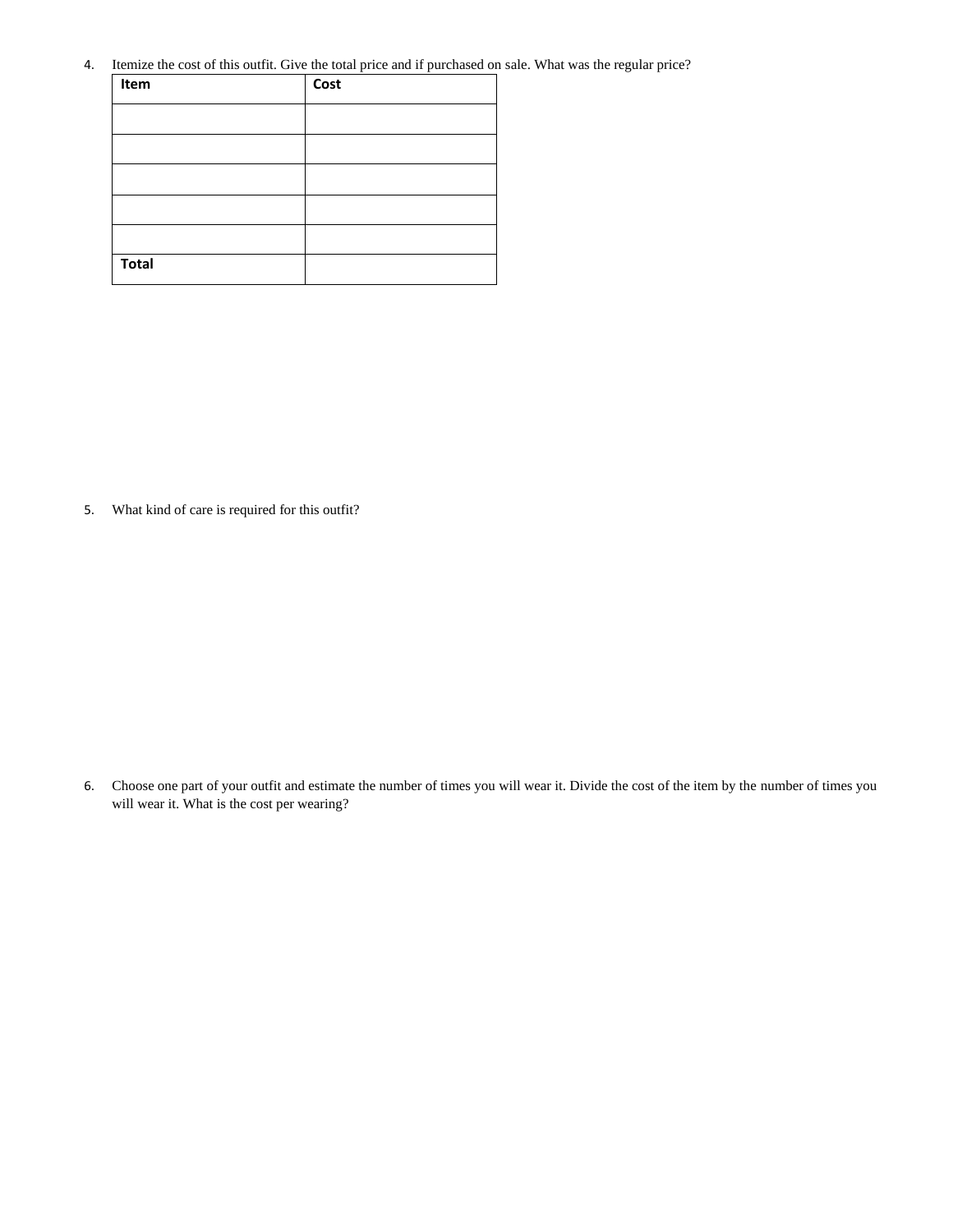4. Itemize the cost of this outfit. Give the total price and if purchased on sale. What was the regular price?

| **Item** | **Cost** |
| --- | --- |
| | |
| | |
| | |
| | |
| | |
| **Total** | |

5. What kind of care is required for this outfit?

6. Choose one part of your outfit and estimate the number of times you will wear it. Divide the cost of the item by the number of times you will wear it. What is the cost per wearing?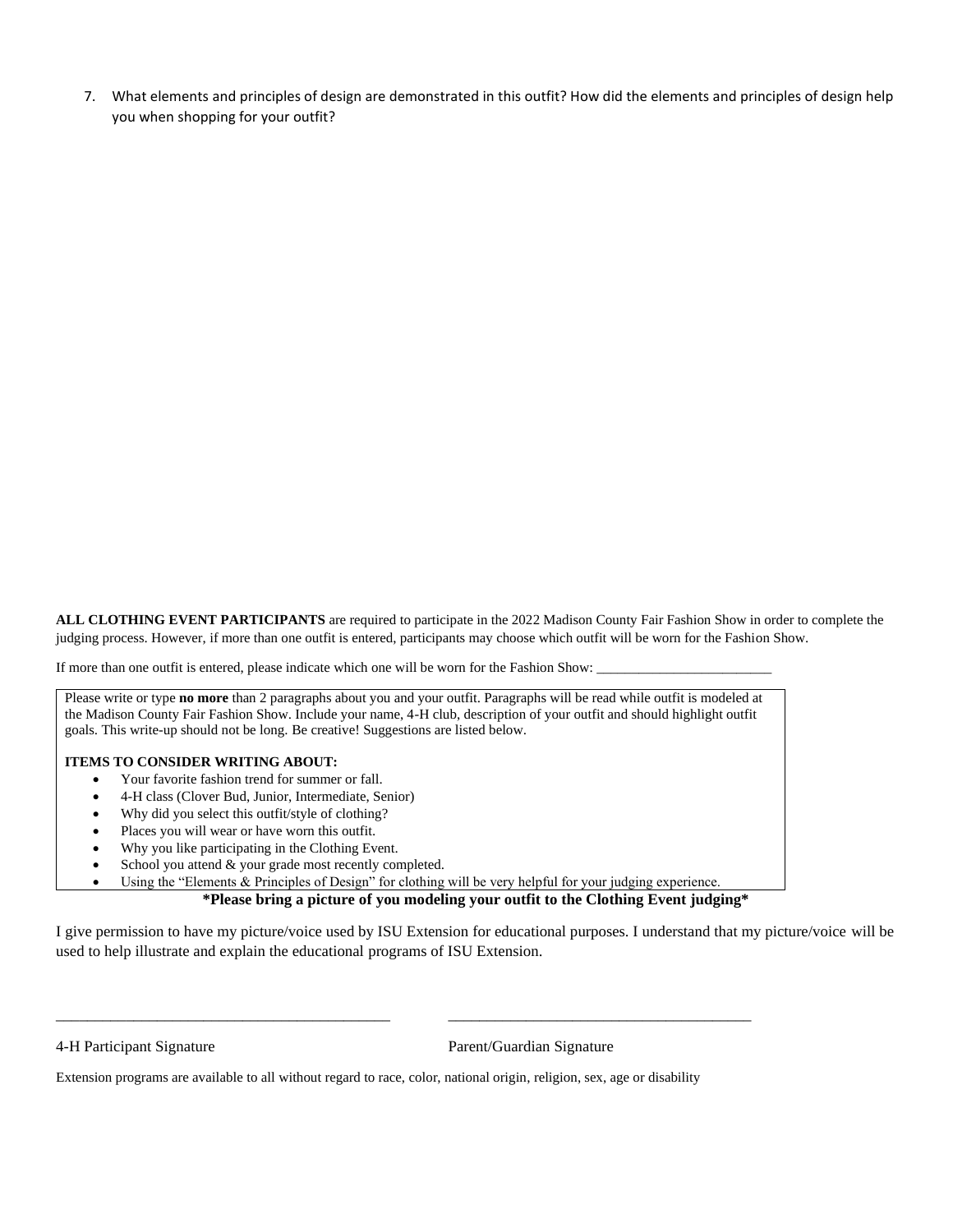7. What elements and principles of design are demonstrated in this outfit? How did the elements and principles of design help you when shopping for your outfit?

**ALL CLOTHING EVENT PARTICIPANTS** are required to participate in the 2022 Madison County Fair Fashion Show in order to complete the judging process. However, if more than one outfit is entered, participants may choose which outfit will be worn for the Fashion Show.

If more than one outfit is entered, please indicate which one will be worn for the Fashion Show: _________________________

Please write or type **no more** than 2 paragraphs about you and your outfit. Paragraphs will be read while outfit is modeled at the Madison County Fair Fashion Show. Include your name, 4-H club, description of your outfit and should highlight outfit goals. This write-up should not be long. Be creative! Suggestions are listed below.

**ITEMS TO CONSIDER WRITING ABOUT:**

- Your favorite fashion trend for summer or fall.
- 4-H class (Clover Bud, Junior, Intermediate, Senior)
- Why did you select this outfit/style of clothing?
- Places you will wear or have worn this outfit.
- Why you like participating in the Clothing Event.
- School you attend & your grade most recently completed.
- Using the "Elements & Principles of Design" for clothing will be very helpful for your judging experience.

**\*Please bring a picture of you modeling your outfit to the Clothing Event judging\***

I give permission to have my picture/voice used by ISU Extension for educational purposes. I understand that my picture/voice will be used to help illustrate and explain the educational programs of ISU Extension.

_____________________________________________ _________________________________________

4-H Participant Signature Parent/Guardian Signature

Extension programs are available to all without regard to race, color, national origin, religion, sex, age or disability